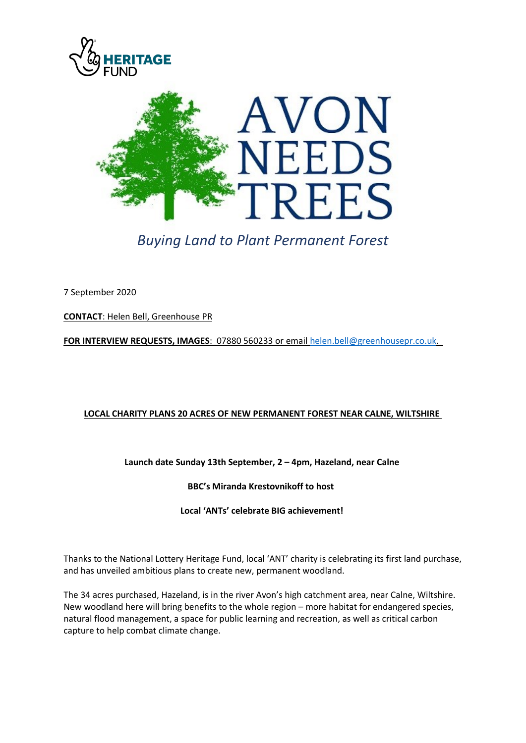HERITAGE FUND

AVON NEEDS TREES

*Buying Land to Plant Permanent Forest*

7 September 2020

**CONTACT**: Helen Bell, Greenhouse PR

**FOR INTERVIEW REQUESTS, IMAGES**: 07880 560233 or email helen.bell@greenhousepr.co.uk.

## LOCAL CHARITY PLANS 20 ACRES OF NEW PERMANENT FOREST NEAR CALNE, WILTSHIRE

**Launch date Sunday 13th September, 2 – 4pm, Hazeland, near Calne**

**BBC's Miranda Krestovnikoff to host**

**Local 'ANTs' celebrate BIG achievement!**

Thanks to the National Lottery Heritage Fund, local 'ANT' charity is celebrating its first land purchase, and has unveiled ambitious plans to create new, permanent woodland.

The 34 acres purchased, Hazeland, is in the river Avon's high catchment area, near Calne, Wiltshire. New woodland here will bring benefits to the whole region – more habitat for endangered species, natural flood management, a space for public learning and recreation, as well as critical carbon capture to help combat climate change.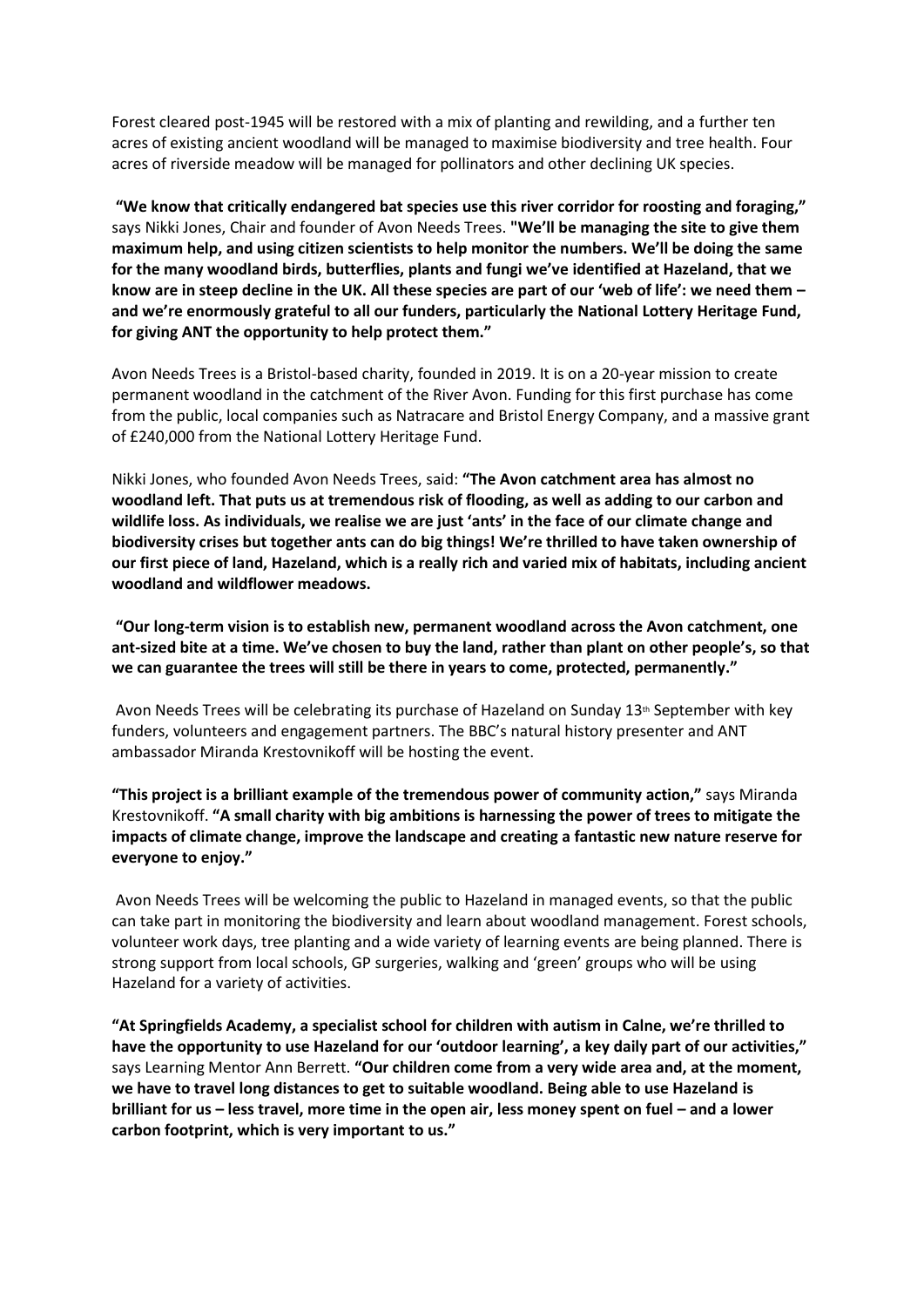Forest cleared post-1945 will be restored with a mix of planting and rewilding, and a further ten acres of existing ancient woodland will be managed to maximise biodiversity and tree health. Four acres of riverside meadow will be managed for pollinators and other declining UK species.

**"We know that critically endangered bat species use this river corridor for roosting and foraging,"** says Nikki Jones, Chair and founder of Avon Needs Trees. **"We'll be managing the site to give them maximum help, and using citizen scientists to help monitor the numbers. We'll be doing the same for the many woodland birds, butterflies, plants and fungi we've identified at Hazeland, that we know are in steep decline in the UK. All these species are part of our 'web of life': we need them – and we're enormously grateful to all our funders, particularly the National Lottery Heritage Fund, for giving ANT the opportunity to help protect them."**

Avon Needs Trees is a Bristol-based charity, founded in 2019. It is on a 20-year mission to create permanent woodland in the catchment of the River Avon. Funding for this first purchase has come from the public, local companies such as Natracare and Bristol Energy Company, and a massive grant of £240,000 from the National Lottery Heritage Fund.

Nikki Jones, who founded Avon Needs Trees, said: **"The Avon catchment area has almost no woodland left. That puts us at tremendous risk of flooding, as well as adding to our carbon and wildlife loss. As individuals, we realise we are just 'ants' in the face of our climate change and biodiversity crises but together ants can do big things! We're thrilled to have taken ownership of our first piece of land, Hazeland, which is a really rich and varied mix of habitats, including ancient woodland and wildflower meadows.**

**"Our long-term vision is to establish new, permanent woodland across the Avon catchment, one ant-sized bite at a time. We've chosen to buy the land, rather than plant on other people's, so that we can guarantee the trees will still be there in years to come, protected, permanently."**

Avon Needs Trees will be celebrating its purchase of Hazeland on Sunday 13th September with key funders, volunteers and engagement partners. The BBC's natural history presenter and ANT ambassador Miranda Krestovnikoff will be hosting the event.

**"This project is a brilliant example of the tremendous power of community action,"** says Miranda Krestovnikoff. **"A small charity with big ambitions is harnessing the power of trees to mitigate the impacts of climate change, improve the landscape and creating a fantastic new nature reserve for everyone to enjoy."**

Avon Needs Trees will be welcoming the public to Hazeland in managed events, so that the public can take part in monitoring the biodiversity and learn about woodland management. Forest schools, volunteer work days, tree planting and a wide variety of learning events are being planned. There is strong support from local schools, GP surgeries, walking and 'green' groups who will be using Hazeland for a variety of activities.

**"At Springfields Academy, a specialist school for children with autism in Calne, we're thrilled to have the opportunity to use Hazeland for our 'outdoor learning', a key daily part of our activities,"** says Learning Mentor Ann Berrett. **"Our children come from a very wide area and, at the moment, we have to travel long distances to get to suitable woodland. Being able to use Hazeland is brilliant for us – less travel, more time in the open air, less money spent on fuel – and a lower carbon footprint, which is very important to us."**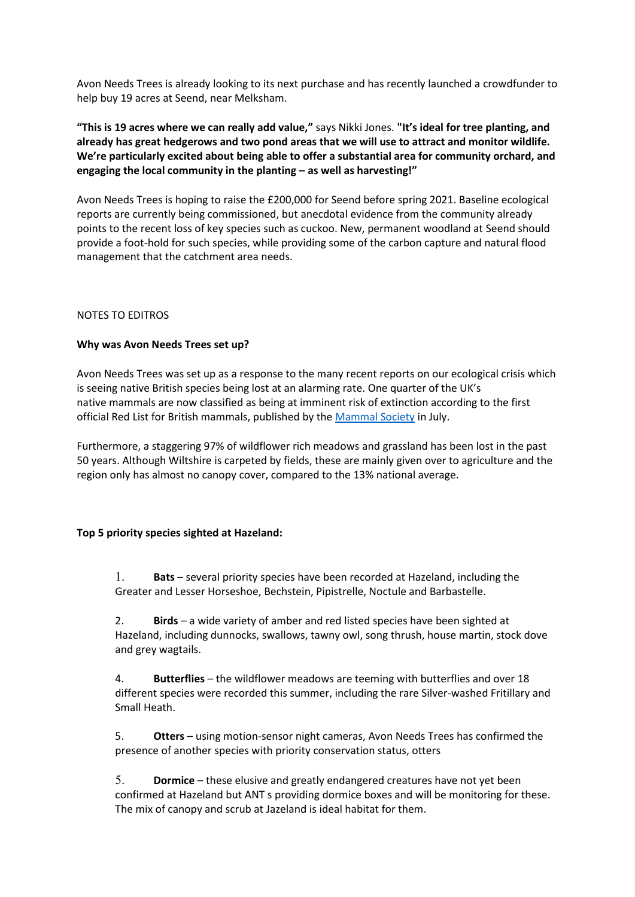Avon Needs Trees is already looking to its next purchase and has recently launched a crowdfunder to help buy 19 acres at Seend, near Melksham.

**"This is 19 acres where we can really add value,"** says Nikki Jones. **"It's ideal for tree planting, and already has great hedgerows and two pond areas that we will use to attract and monitor wildlife. We're particularly excited about being able to offer a substantial area for community orchard, and engaging the local community in the planting – as well as harvesting!"**

Avon Needs Trees is hoping to raise the £200,000 for Seend before spring 2021. Baseline ecological reports are currently being commissioned, but anecdotal evidence from the community already points to the recent loss of key species such as cuckoo. New, permanent woodland at Seend should provide a foot-hold for such species, while providing some of the carbon capture and natural flood management that the catchment area needs.

NOTES TO EDITROS

**Why was Avon Needs Trees set up?**

Avon Needs Trees was set up as a response to the many recent reports on our ecological crisis which is seeing native British species being lost at an alarming rate. One quarter of the UK's native mammals are now classified as being at imminent risk of extinction according to the first official Red List for British mammals, published by the [Mammal Society] in July.

Furthermore, a staggering 97% of wildflower rich meadows and grassland has been lost in the past 50 years. Although Wiltshire is carpeted by fields, these are mainly given over to agriculture and the region only has almost no canopy cover, compared to the 13% national average.

**Top 5 priority species sighted at Hazeland:**

1. **Bats** – several priority species have been recorded at Hazeland, including the Greater and Lesser Horseshoe, Bechstein, Pipistrelle, Noctule and Barbastelle.

2. **Birds** – a wide variety of amber and red listed species have been sighted at Hazeland, including dunnocks, swallows, tawny owl, song thrush, house martin, stock dove and grey wagtails.

4. **Butterflies** – the wildflower meadows are teeming with butterflies and over 18 different species were recorded this summer, including the rare Silver-washed Fritillary and Small Heath.

5. **Otters** – using motion-sensor night cameras, Avon Needs Trees has confirmed the presence of another species with priority conservation status, otters

5. **Dormice** – these elusive and greatly endangered creatures have not yet been confirmed at Hazeland but ANT s providing dormice boxes and will be monitoring for these. The mix of canopy and scrub at Jazeland is ideal habitat for them.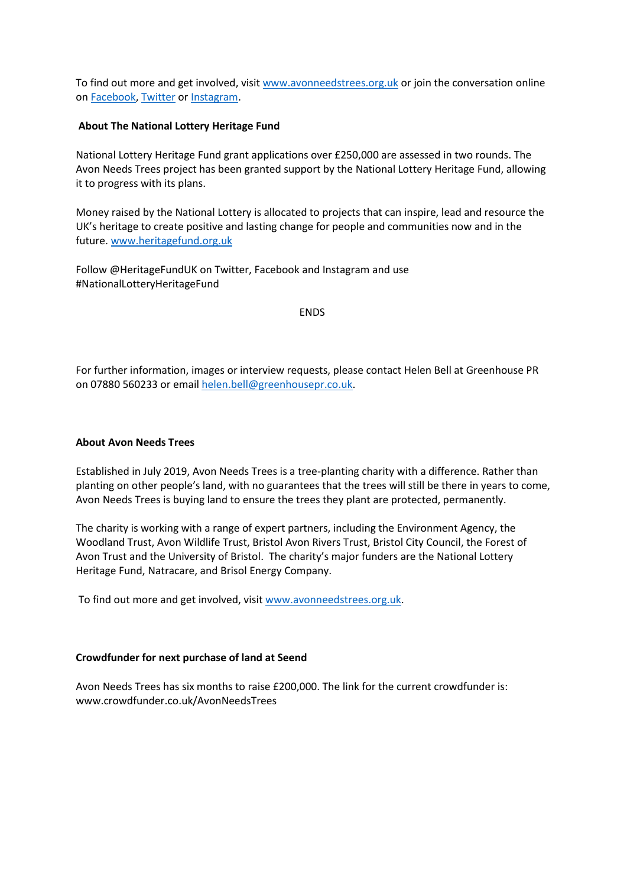To find out more and get involved, visit www.avonneedstrees.org.uk or join the conversation online on Facebook, Twitter or Instagram.

**About The National Lottery Heritage Fund**

National Lottery Heritage Fund grant applications over £250,000 are assessed in two rounds. The Avon Needs Trees project has been granted support by the National Lottery Heritage Fund, allowing it to progress with its plans.

Money raised by the National Lottery is allocated to projects that can inspire, lead and resource the UK's heritage to create positive and lasting change for people and communities now and in the future. www.heritagefund.org.uk

Follow @HeritageFundUK on Twitter, Facebook and Instagram and use #NationalLotteryHeritageFund

ENDS

For further information, images or interview requests, please contact Helen Bell at Greenhouse PR on 07880 560233 or email helen.bell@greenhousepr.co.uk.

**About Avon Needs Trees**

Established in July 2019, Avon Needs Trees is a tree-planting charity with a difference. Rather than planting on other people's land, with no guarantees that the trees will still be there in years to come, Avon Needs Trees is buying land to ensure the trees they plant are protected, permanently.

The charity is working with a range of expert partners, including the Environment Agency, the Woodland Trust, Avon Wildlife Trust, Bristol Avon Rivers Trust, Bristol City Council, the Forest of Avon Trust and the University of Bristol. The charity's major funders are the National Lottery Heritage Fund, Natracare, and Brisol Energy Company.

To find out more and get involved, visit www.avonneedstrees.org.uk.

**Crowdfunder for next purchase of land at Seend**

Avon Needs Trees has six months to raise £200,000. The link for the current crowdfunder is: www.crowdfunder.co.uk/AvonNeedsTrees